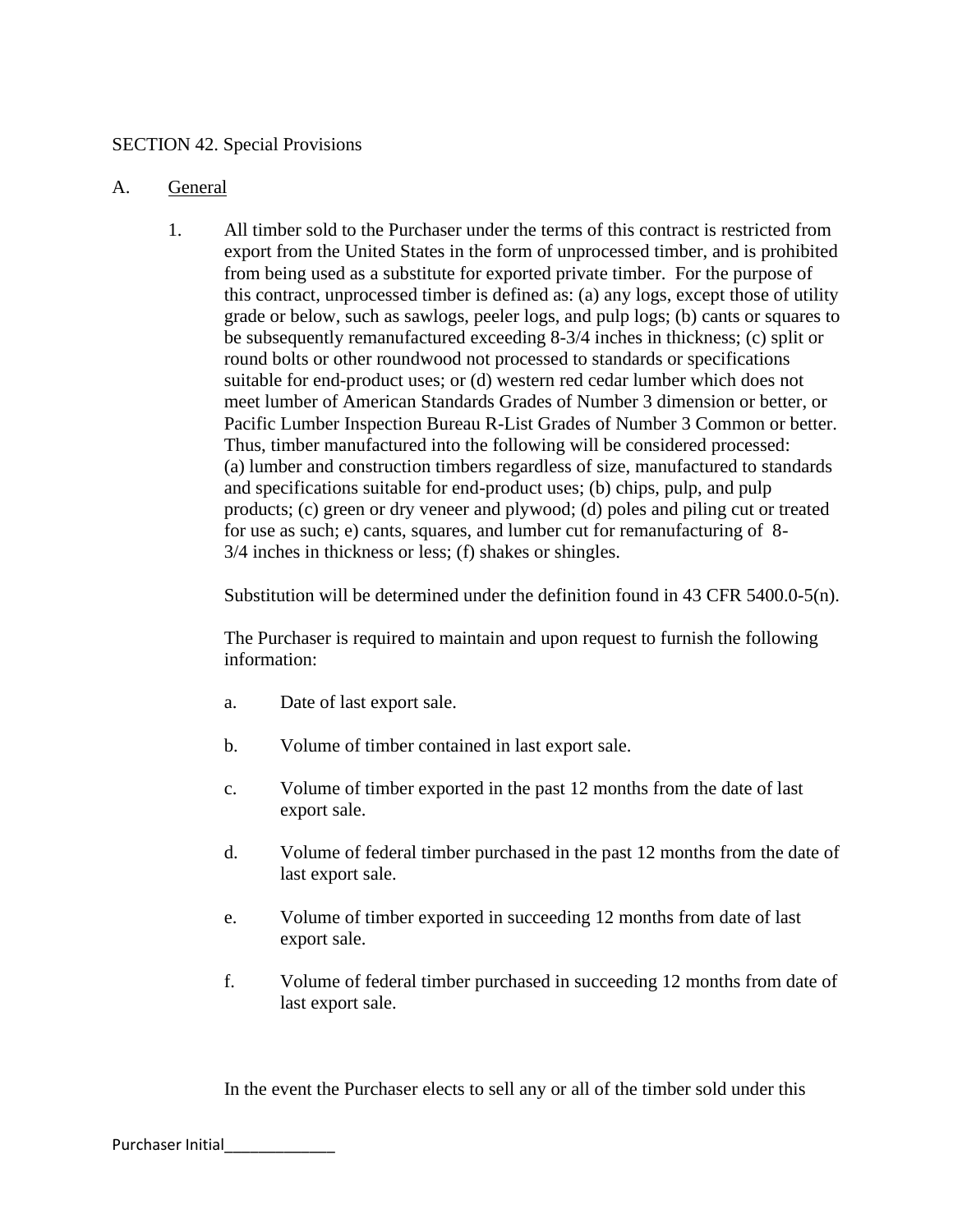SECTION 42. Special Provisions

A. <u>General</u>

1. All timber sold to the Purchaser under the terms of this contract is restricted from export from the United States in the form of unprocessed timber, and is prohibited from being used as a substitute for exported private timber. For the purpose of this contract, unprocessed timber is defined as: (a) any logs, except those of utility grade or below, such as sawlogs, peeler logs, and pulp logs; (b) cants or squares to be subsequently remanufactured exceeding 8-3/4 inches in thickness; (c) split or round bolts or other roundwood not processed to standards or specifications suitable for end-product uses; or (d) western red cedar lumber which does not meet lumber of American Standards Grades of Number 3 dimension or better, or Pacific Lumber Inspection Bureau R-List Grades of Number 3 Common or better. Thus, timber manufactured into the following will be considered processed: (a) lumber and construction timbers regardless of size, manufactured to standards and specifications suitable for end-product uses; (b) chips, pulp, and pulp products; (c) green or dry veneer and plywood; (d) poles and piling cut or treated for use as such; e) cants, squares, and lumber cut for remanufacturing of 8-3/4 inches in thickness or less; (f) shakes or shingles.

   Substitution will be determined under the definition found in 43 CFR 5400.0-5(n).

   The Purchaser is required to maintain and upon request to furnish the following information:

   a. Date of last export sale.

   b. Volume of timber contained in last export sale.

   c. Volume of timber exported in the past 12 months from the date of last export sale.

   d. Volume of federal timber purchased in the past 12 months from the date of last export sale.

   e. Volume of timber exported in succeeding 12 months from date of last export sale.

   f. Volume of federal timber purchased in succeeding 12 months from date of last export sale.

   In the event the Purchaser elects to sell any or all of the timber sold under this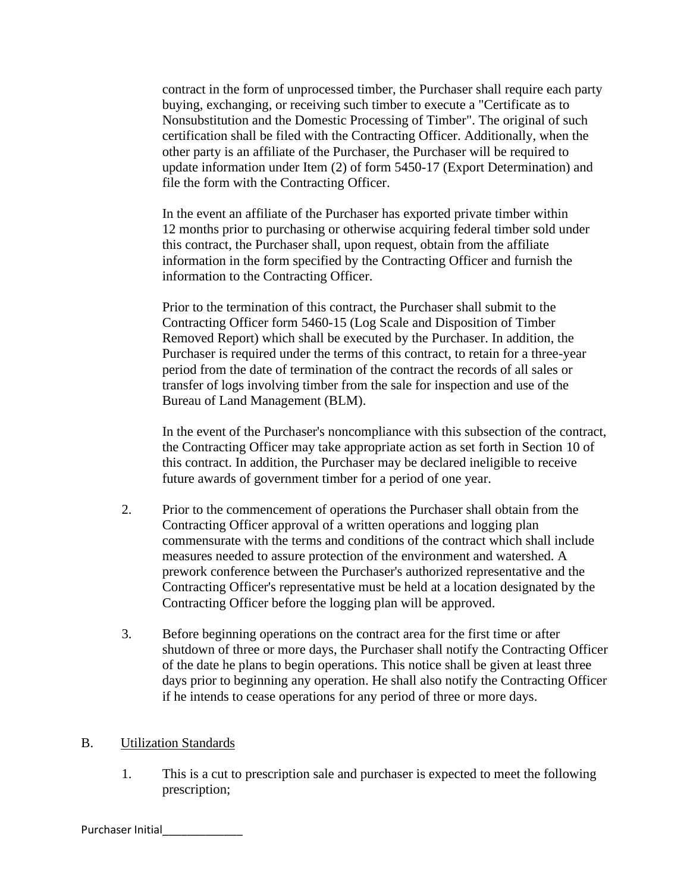contract in the form of unprocessed timber, the Purchaser shall require each party buying, exchanging, or receiving such timber to execute a "Certificate as to Nonsubstitution and the Domestic Processing of Timber". The original of such certification shall be filed with the Contracting Officer. Additionally, when the other party is an affiliate of the Purchaser, the Purchaser will be required to update information under Item (2) of form 5450-17 (Export Determination) and file the form with the Contracting Officer.

In the event an affiliate of the Purchaser has exported private timber within 12 months prior to purchasing or otherwise acquiring federal timber sold under this contract, the Purchaser shall, upon request, obtain from the affiliate information in the form specified by the Contracting Officer and furnish the information to the Contracting Officer.

Prior to the termination of this contract, the Purchaser shall submit to the Contracting Officer form 5460-15 (Log Scale and Disposition of Timber Removed Report) which shall be executed by the Purchaser. In addition, the Purchaser is required under the terms of this contract, to retain for a three-year period from the date of termination of the contract the records of all sales or transfer of logs involving timber from the sale for inspection and use of the Bureau of Land Management (BLM).

In the event of the Purchaser's noncompliance with this subsection of the contract, the Contracting Officer may take appropriate action as set forth in Section 10 of this contract. In addition, the Purchaser may be declared ineligible to receive future awards of government timber for a period of one year.

2. Prior to the commencement of operations the Purchaser shall obtain from the Contracting Officer approval of a written operations and logging plan commensurate with the terms and conditions of the contract which shall include measures needed to assure protection of the environment and watershed. A prework conference between the Purchaser's authorized representative and the Contracting Officer's representative must be held at a location designated by the Contracting Officer before the logging plan will be approved.

3. Before beginning operations on the contract area for the first time or after shutdown of three or more days, the Purchaser shall notify the Contracting Officer of the date he plans to begin operations. This notice shall be given at least three days prior to beginning any operation. He shall also notify the Contracting Officer if he intends to cease operations for any period of three or more days.

B. Utilization Standards

1. This is a cut to prescription sale and purchaser is expected to meet the following prescription;

Purchaser Initial_____________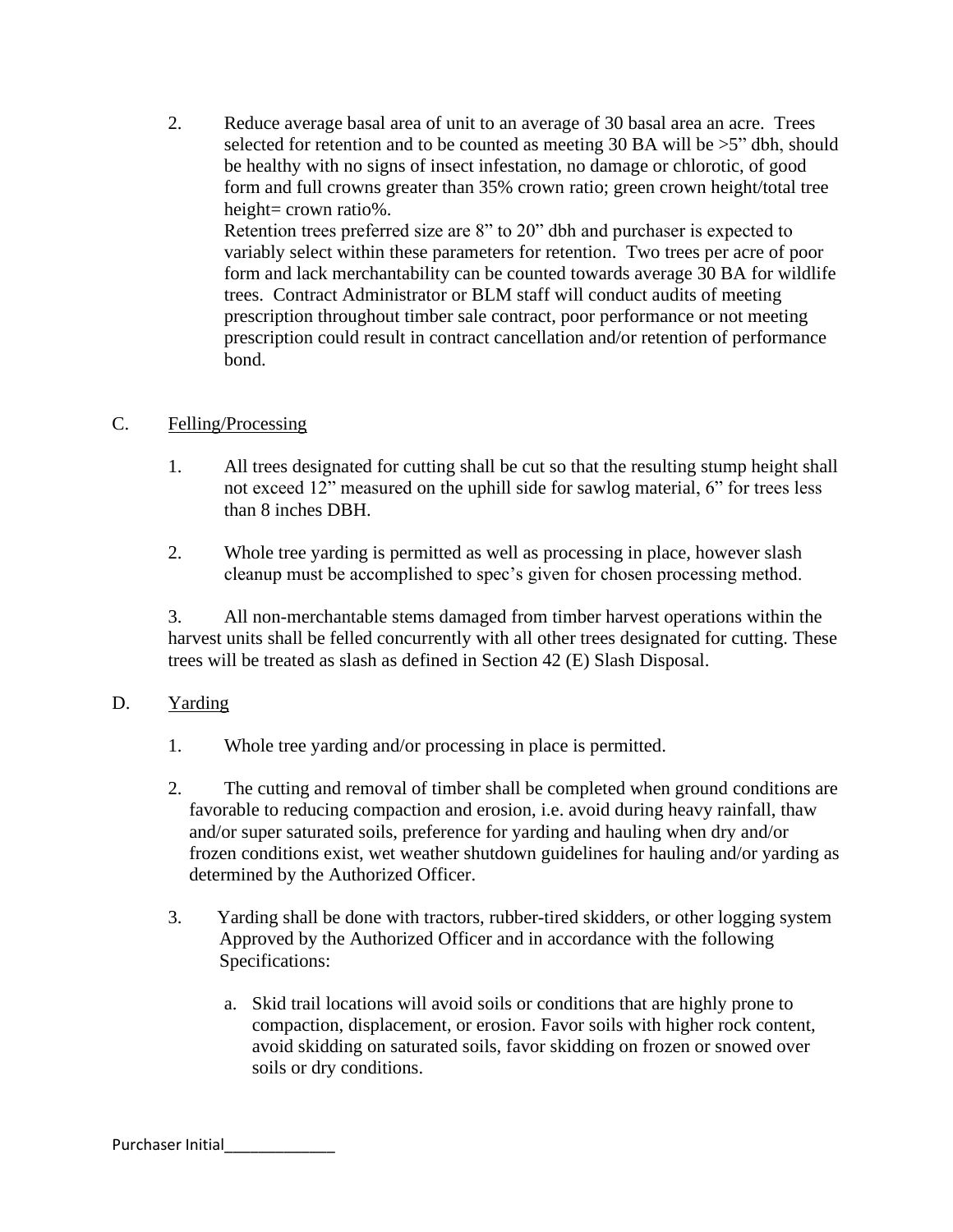2. Reduce average basal area of unit to an average of 30 basal area an acre. Trees selected for retention and to be counted as meeting 30 BA will be >5" dbh, should be healthy with no signs of insect infestation, no damage or chlorotic, of good form and full crowns greater than 35% crown ratio; green crown height/total tree height= crown ratio%.

   Retention trees preferred size are 8" to 20" dbh and purchaser is expected to variably select within these parameters for retention. Two trees per acre of poor form and lack merchantability can be counted towards average 30 BA for wildlife trees. Contract Administrator or BLM staff will conduct audits of meeting prescription throughout timber sale contract, poor performance or not meeting prescription could result in contract cancellation and/or retention of performance bond.

C. <u>Felling/Processing</u>

1. All trees designated for cutting shall be cut so that the resulting stump height shall not exceed 12" measured on the uphill side for sawlog material, 6" for trees less than 8 inches DBH.

2. Whole tree yarding is permitted as well as processing in place, however slash cleanup must be accomplished to spec's given for chosen processing method.

3. All non-merchantable stems damaged from timber harvest operations within the harvest units shall be felled concurrently with all other trees designated for cutting. These trees will be treated as slash as defined in Section 42 (E) Slash Disposal.

D. <u>Yarding</u>

1. Whole tree yarding and/or processing in place is permitted.

2. The cutting and removal of timber shall be completed when ground conditions are favorable to reducing compaction and erosion, i.e. avoid during heavy rainfall, thaw and/or super saturated soils, preference for yarding and hauling when dry and/or frozen conditions exist, wet weather shutdown guidelines for hauling and/or yarding as determined by the Authorized Officer.

3. Yarding shall be done with tractors, rubber-tired skidders, or other logging system Approved by the Authorized Officer and in accordance with the following Specifications:

   a. Skid trail locations will avoid soils or conditions that are highly prone to compaction, displacement, or erosion. Favor soils with higher rock content, avoid skidding on saturated soils, favor skidding on frozen or snowed over soils or dry conditions.

Purchaser Initial_____________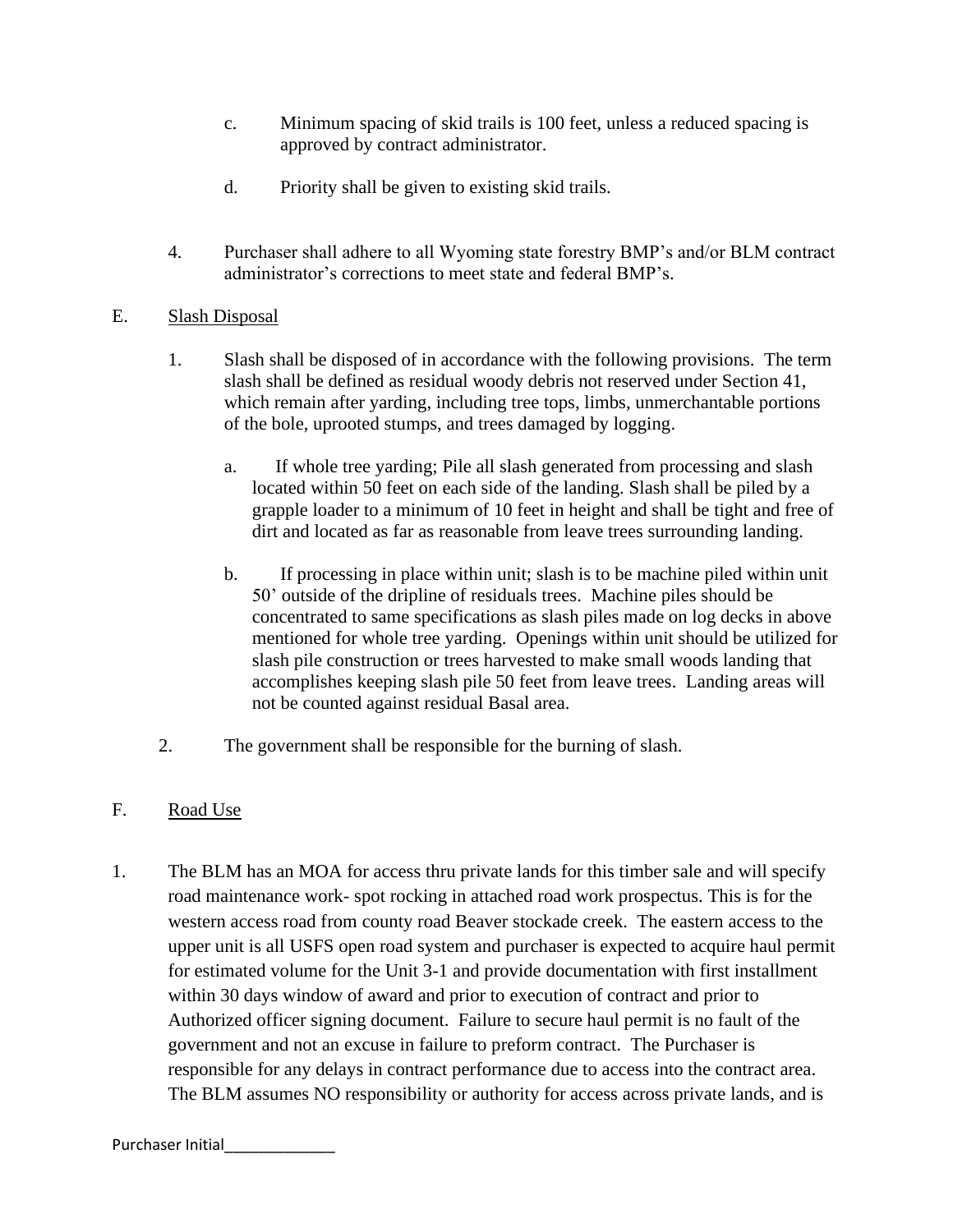c. Minimum spacing of skid trails is 100 feet, unless a reduced spacing is approved by contract administrator.

d. Priority shall be given to existing skid trails.

4. Purchaser shall adhere to all Wyoming state forestry BMP's and/or BLM contract administrator's corrections to meet state and federal BMP's.

E. Slash Disposal

1. Slash shall be disposed of in accordance with the following provisions. The term slash shall be defined as residual woody debris not reserved under Section 41, which remain after yarding, including tree tops, limbs, unmerchantable portions of the bole, uprooted stumps, and trees damaged by logging.

   a. If whole tree yarding; Pile all slash generated from processing and slash located within 50 feet on each side of the landing. Slash shall be piled by a grapple loader to a minimum of 10 feet in height and shall be tight and free of dirt and located as far as reasonable from leave trees surrounding landing.

   b. If processing in place within unit; slash is to be machine piled within unit 50' outside of the dripline of residuals trees. Machine piles should be concentrated to same specifications as slash piles made on log decks in above mentioned for whole tree yarding. Openings within unit should be utilized for slash pile construction or trees harvested to make small woods landing that accomplishes keeping slash pile 50 feet from leave trees. Landing areas will not be counted against residual Basal area.

2. The government shall be responsible for the burning of slash.

F. Road Use

1. The BLM has an MOA for access thru private lands for this timber sale and will specify road maintenance work- spot rocking in attached road work prospectus. This is for the western access road from county road Beaver stockade creek. The eastern access to the upper unit is all USFS open road system and purchaser is expected to acquire haul permit for estimated volume for the Unit 3-1 and provide documentation with first installment within 30 days window of award and prior to execution of contract and prior to Authorized officer signing document. Failure to secure haul permit is no fault of the government and not an excuse in failure to preform contract. The Purchaser is responsible for any delays in contract performance due to access into the contract area. The BLM assumes NO responsibility or authority for access across private lands, and is

Purchaser Initial_____________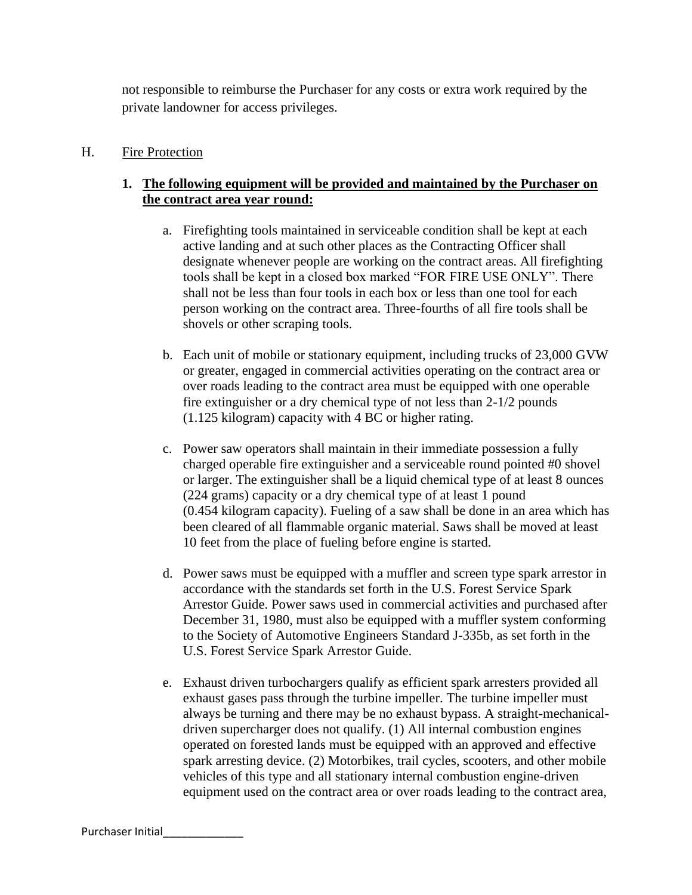not responsible to reimburse the Purchaser for any costs or extra work required by the private landowner for access privileges.

H. Fire Protection

1. **The following equipment will be provided and maintained by the Purchaser on the contract area year round:**

   a. Firefighting tools maintained in serviceable condition shall be kept at each active landing and at such other places as the Contracting Officer shall designate whenever people are working on the contract areas. All firefighting tools shall be kept in a closed box marked "FOR FIRE USE ONLY". There shall not be less than four tools in each box or less than one tool for each person working on the contract area. Three-fourths of all fire tools shall be shovels or other scraping tools.

   b. Each unit of mobile or stationary equipment, including trucks of 23,000 GVW or greater, engaged in commercial activities operating on the contract area or over roads leading to the contract area must be equipped with one operable fire extinguisher or a dry chemical type of not less than 2-1/2 pounds (1.125 kilogram) capacity with 4 BC or higher rating.

   c. Power saw operators shall maintain in their immediate possession a fully charged operable fire extinguisher and a serviceable round pointed #0 shovel or larger. The extinguisher shall be a liquid chemical type of at least 8 ounces (224 grams) capacity or a dry chemical type of at least 1 pound (0.454 kilogram capacity). Fueling of a saw shall be done in an area which has been cleared of all flammable organic material. Saws shall be moved at least 10 feet from the place of fueling before engine is started.

   d. Power saws must be equipped with a muffler and screen type spark arrestor in accordance with the standards set forth in the U.S. Forest Service Spark Arrestor Guide. Power saws used in commercial activities and purchased after December 31, 1980, must also be equipped with a muffler system conforming to the Society of Automotive Engineers Standard J-335b, as set forth in the U.S. Forest Service Spark Arrestor Guide.

   e. Exhaust driven turbochargers qualify as efficient spark arresters provided all exhaust gases pass through the turbine impeller. The turbine impeller must always be turning and there may be no exhaust bypass. A straight-mechanical-driven supercharger does not qualify. (1) All internal combustion engines operated on forested lands must be equipped with an approved and effective spark arresting device. (2) Motorbikes, trail cycles, scooters, and other mobile vehicles of this type and all stationary internal combustion engine-driven equipment used on the contract area or over roads leading to the contract area,

Purchaser Initial_____________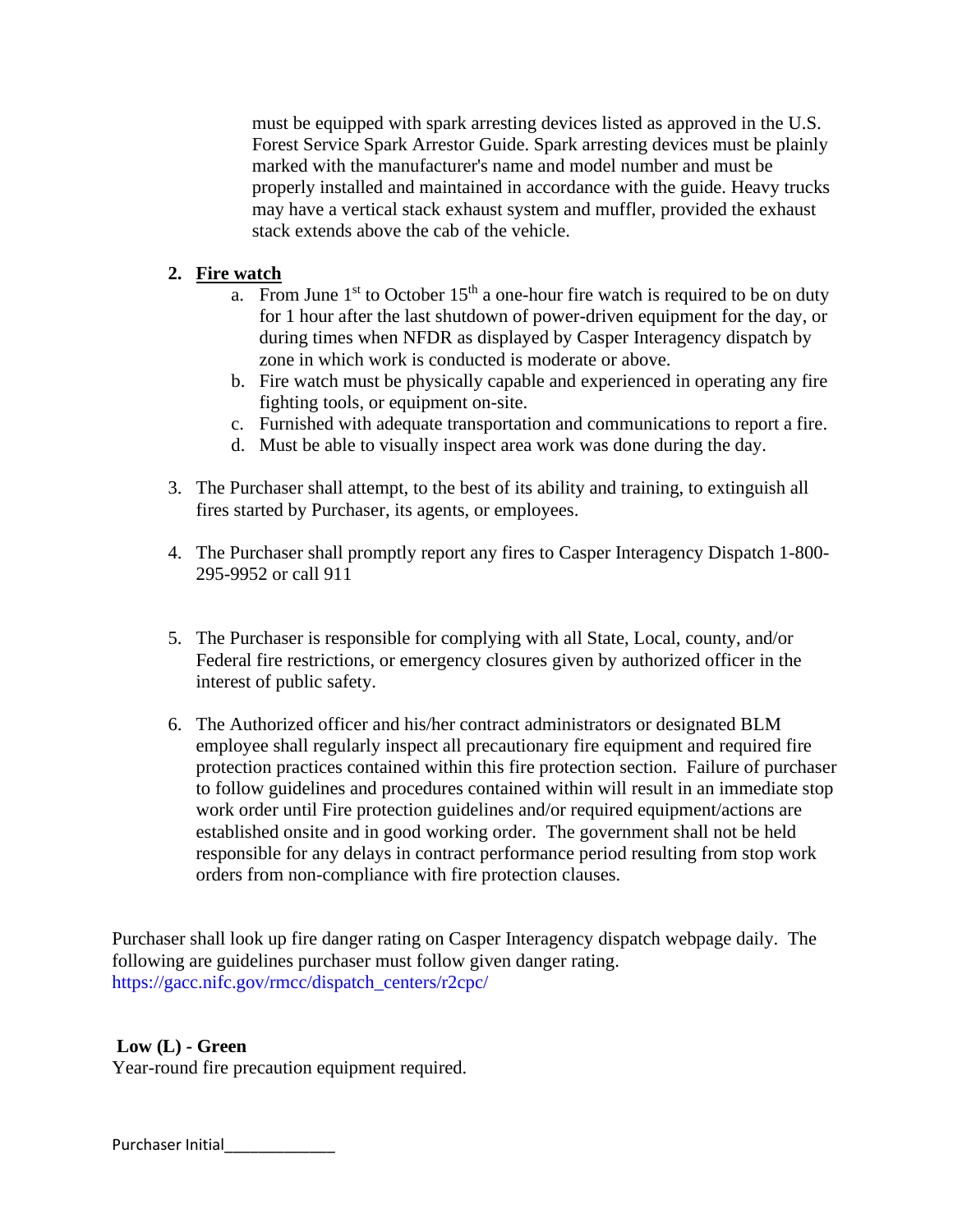must be equipped with spark arresting devices listed as approved in the U.S. Forest Service Spark Arrestor Guide. Spark arresting devices must be plainly marked with the manufacturer's name and model number and must be properly installed and maintained in accordance with the guide. Heavy trucks may have a vertical stack exhaust system and muffler, provided the exhaust stack extends above the cab of the vehicle.

2. **<u>Fire watch</u>**
   a. From June 1st to October 15th a one-hour fire watch is required to be on duty for 1 hour after the last shutdown of power-driven equipment for the day, or during times when NFDR as displayed by Casper Interagency dispatch by zone in which work is conducted is moderate or above.
   b. Fire watch must be physically capable and experienced in operating any fire fighting tools, or equipment on-site.
   c. Furnished with adequate transportation and communications to report a fire.
   d. Must be able to visually inspect area work was done during the day.

3. The Purchaser shall attempt, to the best of its ability and training, to extinguish all fires started by Purchaser, its agents, or employees.

4. The Purchaser shall promptly report any fires to Casper Interagency Dispatch 1-800-295-9952 or call 911

5. The Purchaser is responsible for complying with all State, Local, county, and/or Federal fire restrictions, or emergency closures given by authorized officer in the interest of public safety.

6. The Authorized officer and his/her contract administrators or designated BLM employee shall regularly inspect all precautionary fire equipment and required fire protection practices contained within this fire protection section. Failure of purchaser to follow guidelines and procedures contained within will result in an immediate stop work order until Fire protection guidelines and/or required equipment/actions are established onsite and in good working order. The government shall not be held responsible for any delays in contract performance period resulting from stop work orders from non-compliance with fire protection clauses.

Purchaser shall look up fire danger rating on Casper Interagency dispatch webpage daily. The following are guidelines purchaser must follow given danger rating. https://gacc.nifc.gov/rmcc/dispatch_centers/r2cpc/

**Low (L) - Green**
Year-round fire precaution equipment required.

Purchaser Initial_____________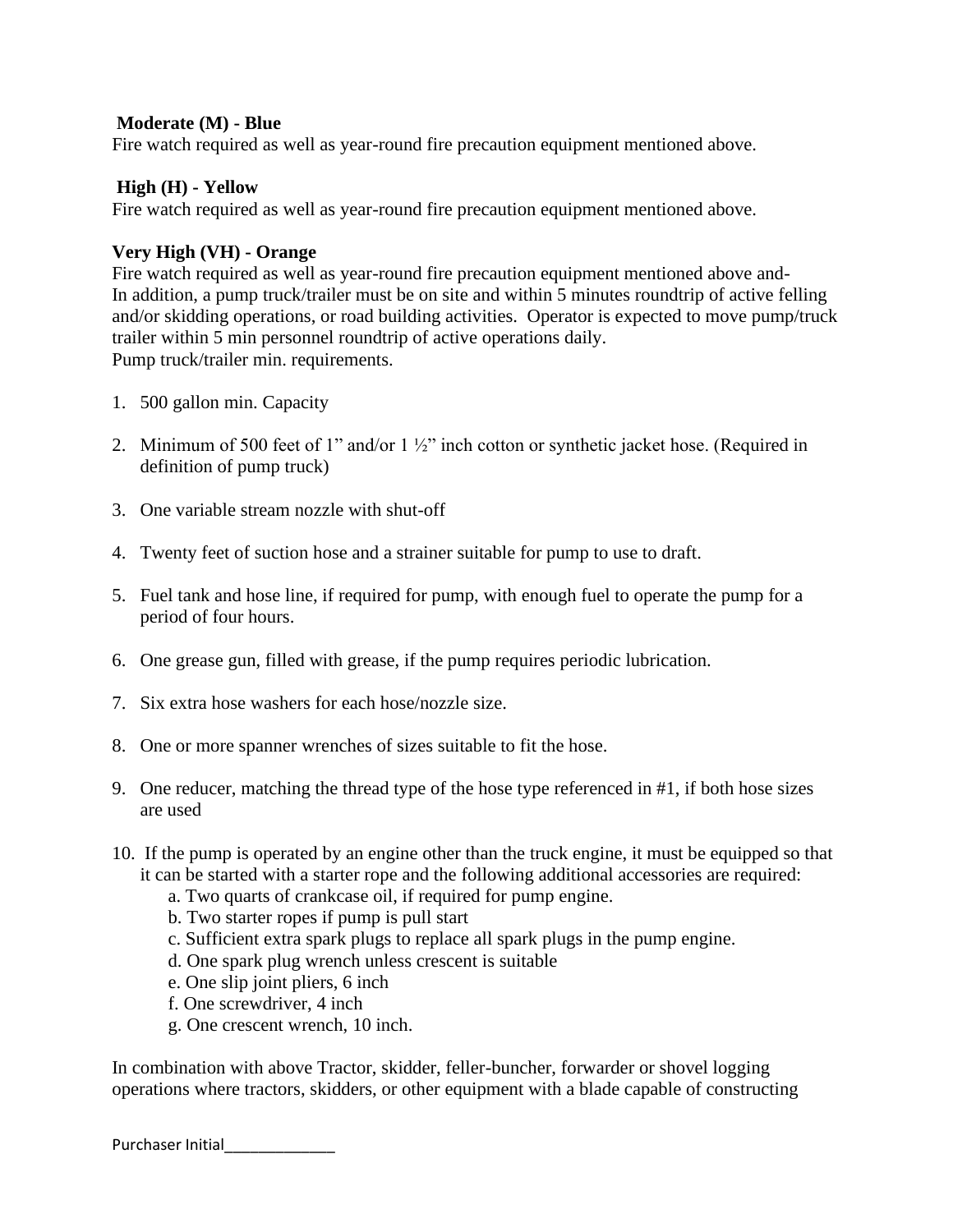**Moderate (M) - Blue**
Fire watch required as well as year-round fire precaution equipment mentioned above.

**High (H) - Yellow**
Fire watch required as well as year-round fire precaution equipment mentioned above.

**Very High (VH) - Orange**
Fire watch required as well as year-round fire precaution equipment mentioned above and-
In addition, a pump truck/trailer must be on site and within 5 minutes roundtrip of active felling and/or skidding operations, or road building activities. Operator is expected to move pump/truck trailer within 5 min personnel roundtrip of active operations daily.
Pump truck/trailer min. requirements.

1. 500 gallon min. Capacity

2. Minimum of 500 feet of 1" and/or 1 ½" inch cotton or synthetic jacket hose. (Required in definition of pump truck)

3. One variable stream nozzle with shut-off

4. Twenty feet of suction hose and a strainer suitable for pump to use to draft.

5. Fuel tank and hose line, if required for pump, with enough fuel to operate the pump for a period of four hours.

6. One grease gun, filled with grease, if the pump requires periodic lubrication.

7. Six extra hose washers for each hose/nozzle size.

8. One or more spanner wrenches of sizes suitable to fit the hose.

9. One reducer, matching the thread type of the hose type referenced in #1, if both hose sizes are used

10. If the pump is operated by an engine other than the truck engine, it must be equipped so that it can be started with a starter rope and the following additional accessories are required:
    a. Two quarts of crankcase oil, if required for pump engine.
    b. Two starter ropes if pump is pull start
    c. Sufficient extra spark plugs to replace all spark plugs in the pump engine.
    d. One spark plug wrench unless crescent is suitable
    e. One slip joint pliers, 6 inch
    f. One screwdriver, 4 inch
    g. One crescent wrench, 10 inch.

In combination with above Tractor, skidder, feller-buncher, forwarder or shovel logging operations where tractors, skidders, or other equipment with a blade capable of constructing

Purchaser Initial_____________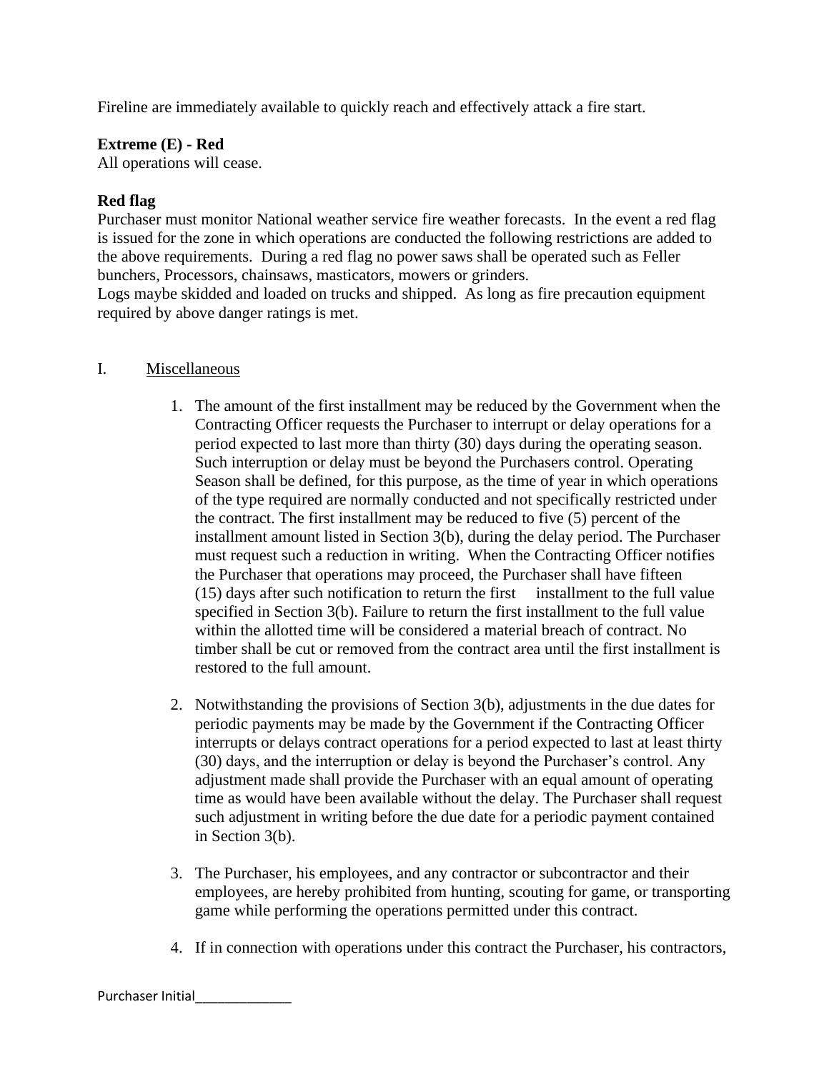Fireline are immediately available to quickly reach and effectively attack a fire start.

**Extreme (E) - Red**
All operations will cease.

**Red flag**
Purchaser must monitor National weather service fire weather forecasts. In the event a red flag is issued for the zone in which operations are conducted the following restrictions are added to the above requirements. During a red flag no power saws shall be operated such as Feller bunchers, Processors, chainsaws, masticators, mowers or grinders.
Logs maybe skidded and loaded on trucks and shipped. As long as fire precaution equipment required by above danger ratings is met.

I. Miscellaneous

1. The amount of the first installment may be reduced by the Government when the Contracting Officer requests the Purchaser to interrupt or delay operations for a period expected to last more than thirty (30) days during the operating season. Such interruption or delay must be beyond the Purchasers control. Operating Season shall be defined, for this purpose, as the time of year in which operations of the type required are normally conducted and not specifically restricted under the contract. The first installment may be reduced to five (5) percent of the installment amount listed in Section 3(b), during the delay period. The Purchaser must request such a reduction in writing. When the Contracting Officer notifies the Purchaser that operations may proceed, the Purchaser shall have fifteen (15) days after such notification to return the first installment to the full value specified in Section 3(b). Failure to return the first installment to the full value within the allotted time will be considered a material breach of contract. No timber shall be cut or removed from the contract area until the first installment is restored to the full amount.

2. Notwithstanding the provisions of Section 3(b), adjustments in the due dates for periodic payments may be made by the Government if the Contracting Officer interrupts or delays contract operations for a period expected to last at least thirty (30) days, and the interruption or delay is beyond the Purchaser's control. Any adjustment made shall provide the Purchaser with an equal amount of operating time as would have been available without the delay. The Purchaser shall request such adjustment in writing before the due date for a periodic payment contained in Section 3(b).

3. The Purchaser, his employees, and any contractor or subcontractor and their employees, are hereby prohibited from hunting, scouting for game, or transporting game while performing the operations permitted under this contract.

4. If in connection with operations under this contract the Purchaser, his contractors,

Purchaser Initial_____________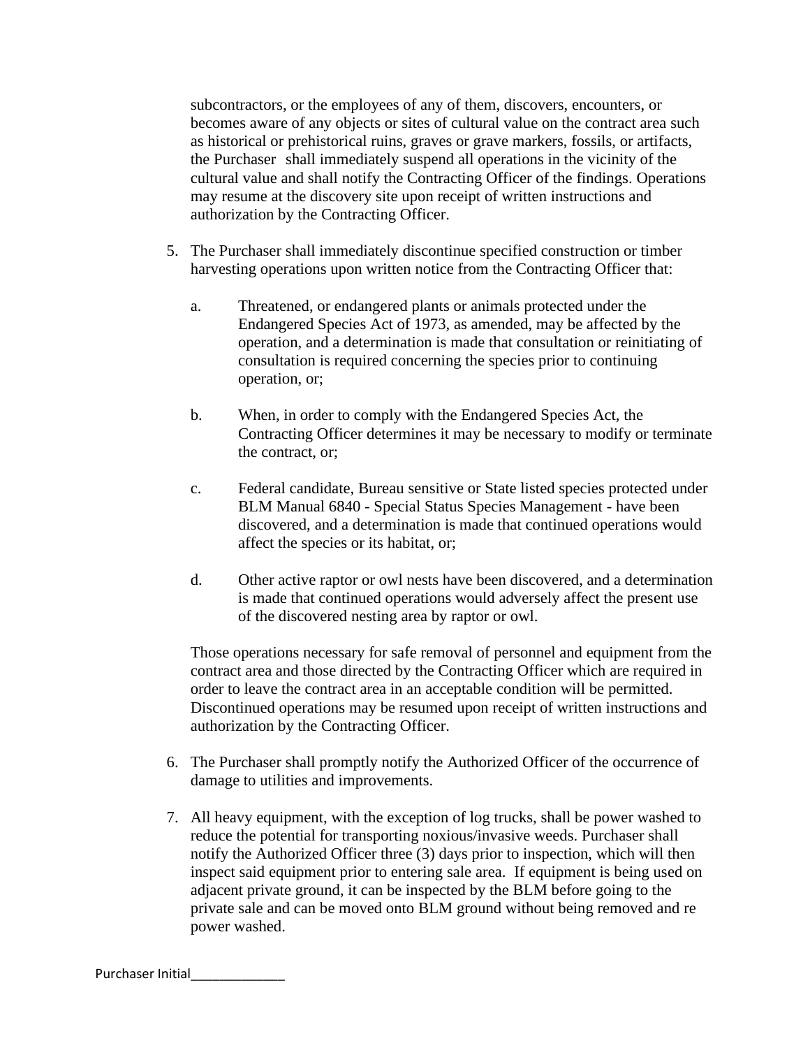subcontractors, or the employees of any of them, discovers, encounters, or becomes aware of any objects or sites of cultural value on the contract area such as historical or prehistorical ruins, graves or grave markers, fossils, or artifacts, the Purchaser shall immediately suspend all operations in the vicinity of the cultural value and shall notify the Contracting Officer of the findings. Operations may resume at the discovery site upon receipt of written instructions and authorization by the Contracting Officer.

5. The Purchaser shall immediately discontinue specified construction or timber harvesting operations upon written notice from the Contracting Officer that:

   a. Threatened, or endangered plants or animals protected under the Endangered Species Act of 1973, as amended, may be affected by the operation, and a determination is made that consultation or reinitiating of consultation is required concerning the species prior to continuing operation, or;

   b. When, in order to comply with the Endangered Species Act, the Contracting Officer determines it may be necessary to modify or terminate the contract, or;

   c. Federal candidate, Bureau sensitive or State listed species protected under BLM Manual 6840 - Special Status Species Management - have been discovered, and a determination is made that continued operations would affect the species or its habitat, or;

   d. Other active raptor or owl nests have been discovered, and a determination is made that continued operations would adversely affect the present use of the discovered nesting area by raptor or owl.

   Those operations necessary for safe removal of personnel and equipment from the contract area and those directed by the Contracting Officer which are required in order to leave the contract area in an acceptable condition will be permitted. Discontinued operations may be resumed upon receipt of written instructions and authorization by the Contracting Officer.

6. The Purchaser shall promptly notify the Authorized Officer of the occurrence of damage to utilities and improvements.

7. All heavy equipment, with the exception of log trucks, shall be power washed to reduce the potential for transporting noxious/invasive weeds. Purchaser shall notify the Authorized Officer three (3) days prior to inspection, which will then inspect said equipment prior to entering sale area. If equipment is being used on adjacent private ground, it can be inspected by the BLM before going to the private sale and can be moved onto BLM ground without being removed and re power washed.

Purchaser Initial_____________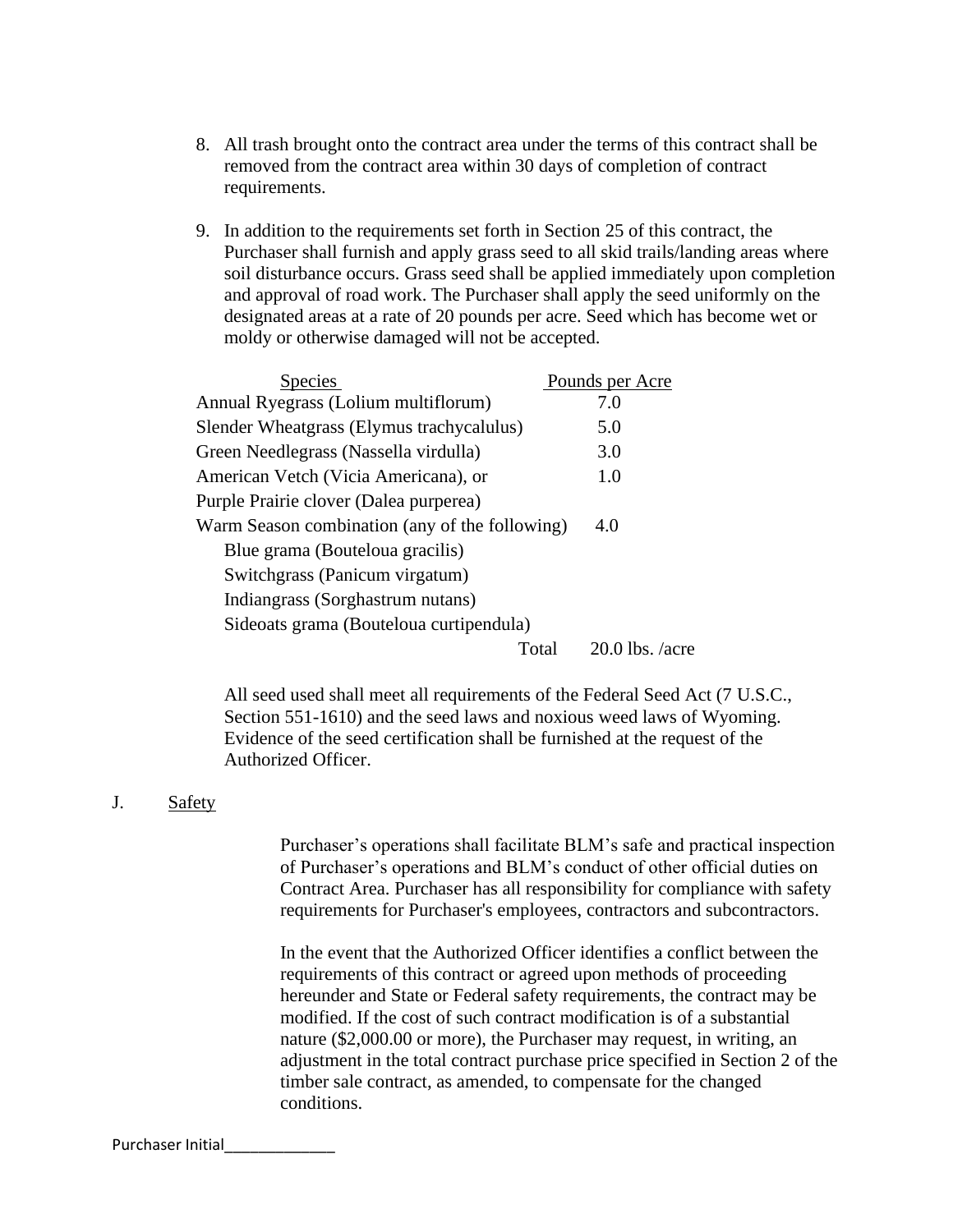8. All trash brought onto the contract area under the terms of this contract shall be removed from the contract area within 30 days of completion of contract requirements.

9. In addition to the requirements set forth in Section 25 of this contract, the Purchaser shall furnish and apply grass seed to all skid trails/landing areas where soil disturbance occurs. Grass seed shall be applied immediately upon completion and approval of road work. The Purchaser shall apply the seed uniformly on the designated areas at a rate of 20 pounds per acre. Seed which has become wet or moldy or otherwise damaged will not be accepted.

| Species | Pounds per Acre |
| --- | --- |
| Annual Ryegrass (Lolium multiflorum) | 7.0 |
| Slender Wheatgrass (Elymus trachycalulus) | 5.0 |
| Green Needlegrass (Nassella virdulla) | 3.0 |
| American Vetch (Vicia Americana), or Purple Prairie clover (Dalea purperea) | 1.0 |
| Warm Season combination (any of the following) | 4.0 |
| Blue grama (Bouteloua gracilis) | |
| Switchgrass (Panicum virgatum) | |
| Indiangrass (Sorghastrum nutans) | |
| Sideoats grama (Bouteloua curtipendula) | |
| Total | 20.0 lbs. /acre |

All seed used shall meet all requirements of the Federal Seed Act (7 U.S.C., Section 551-1610) and the seed laws and noxious weed laws of Wyoming. Evidence of the seed certification shall be furnished at the request of the Authorized Officer.

J. Safety

Purchaser's operations shall facilitate BLM's safe and practical inspection of Purchaser's operations and BLM's conduct of other official duties on Contract Area. Purchaser has all responsibility for compliance with safety requirements for Purchaser's employees, contractors and subcontractors.

In the event that the Authorized Officer identifies a conflict between the requirements of this contract or agreed upon methods of proceeding hereunder and State or Federal safety requirements, the contract may be modified. If the cost of such contract modification is of a substantial nature ($2,000.00 or more), the Purchaser may request, in writing, an adjustment in the total contract purchase price specified in Section 2 of the timber sale contract, as amended, to compensate for the changed conditions.

Purchaser Initial_____________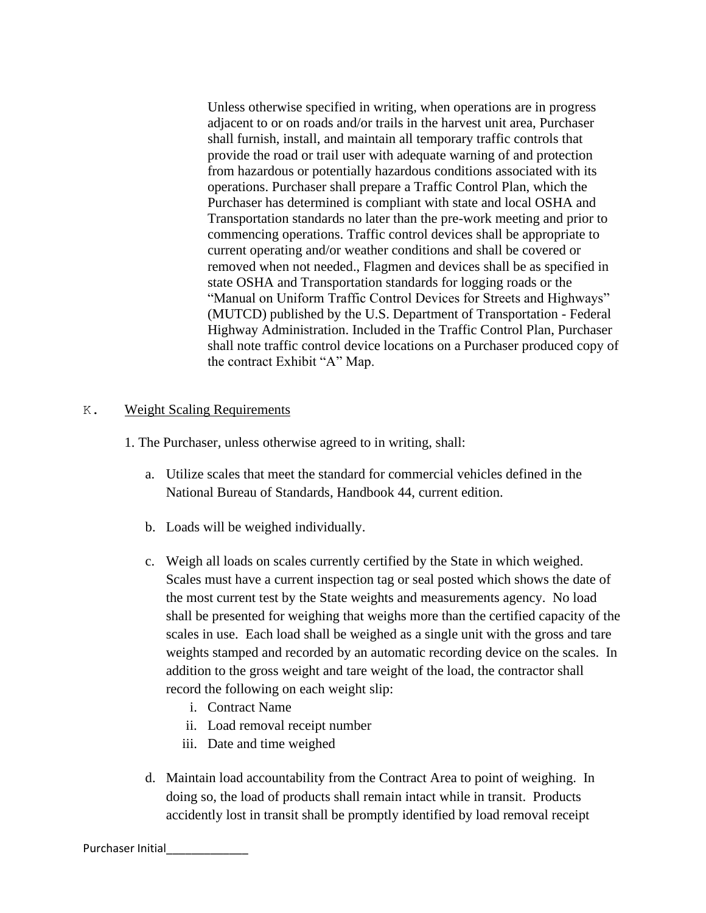Unless otherwise specified in writing, when operations are in progress adjacent to or on roads and/or trails in the harvest unit area, Purchaser shall furnish, install, and maintain all temporary traffic controls that provide the road or trail user with adequate warning of and protection from hazardous or potentially hazardous conditions associated with its operations. Purchaser shall prepare a Traffic Control Plan, which the Purchaser has determined is compliant with state and local OSHA and Transportation standards no later than the pre-work meeting and prior to commencing operations. Traffic control devices shall be appropriate to current operating and/or weather conditions and shall be covered or removed when not needed., Flagmen and devices shall be as specified in state OSHA and Transportation standards for logging roads or the "Manual on Uniform Traffic Control Devices for Streets and Highways" (MUTCD) published by the U.S. Department of Transportation - Federal Highway Administration. Included in the Traffic Control Plan, Purchaser shall note traffic control device locations on a Purchaser produced copy of the contract Exhibit "A" Map.

K. Weight Scaling Requirements

1. The Purchaser, unless otherwise agreed to in writing, shall:

   a. Utilize scales that meet the standard for commercial vehicles defined in the National Bureau of Standards, Handbook 44, current edition.

   b. Loads will be weighed individually.

   c. Weigh all loads on scales currently certified by the State in which weighed. Scales must have a current inspection tag or seal posted which shows the date of the most current test by the State weights and measurements agency. No load shall be presented for weighing that weighs more than the certified capacity of the scales in use. Each load shall be weighed as a single unit with the gross and tare weights stamped and recorded by an automatic recording device on the scales. In addition to the gross weight and tare weight of the load, the contractor shall record the following on each weight slip:
      i. Contract Name
      ii. Load removal receipt number
      iii. Date and time weighed

   d. Maintain load accountability from the Contract Area to point of weighing. In doing so, the load of products shall remain intact while in transit. Products accidently lost in transit shall be promptly identified by load removal receipt

Purchaser Initial_____________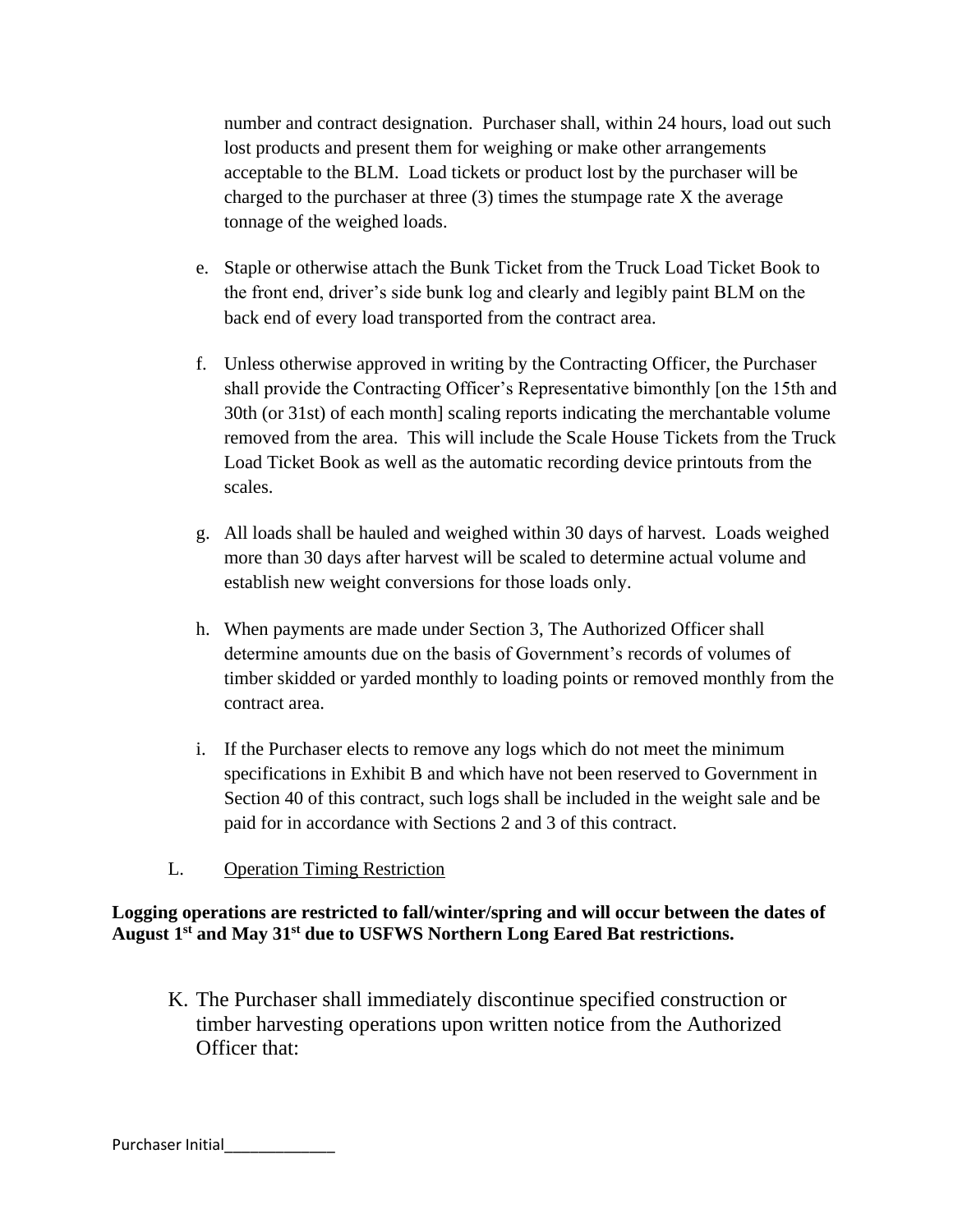number and contract designation. Purchaser shall, within 24 hours, load out such lost products and present them for weighing or make other arrangements acceptable to the BLM. Load tickets or product lost by the purchaser will be charged to the purchaser at three (3) times the stumpage rate X the average tonnage of the weighed loads.

e. Staple or otherwise attach the Bunk Ticket from the Truck Load Ticket Book to the front end, driver's side bunk log and clearly and legibly paint BLM on the back end of every load transported from the contract area.

f. Unless otherwise approved in writing by the Contracting Officer, the Purchaser shall provide the Contracting Officer's Representative bimonthly [on the 15th and 30th (or 31st) of each month] scaling reports indicating the merchantable volume removed from the area. This will include the Scale House Tickets from the Truck Load Ticket Book as well as the automatic recording device printouts from the scales.

g. All loads shall be hauled and weighed within 30 days of harvest. Loads weighed more than 30 days after harvest will be scaled to determine actual volume and establish new weight conversions for those loads only.

h. When payments are made under Section 3, The Authorized Officer shall determine amounts due on the basis of Government's records of volumes of timber skidded or yarded monthly to loading points or removed monthly from the contract area.

i. If the Purchaser elects to remove any logs which do not meet the minimum specifications in Exhibit B and which have not been reserved to Government in Section 40 of this contract, such logs shall be included in the weight sale and be paid for in accordance with Sections 2 and 3 of this contract.

L. <u>Operation Timing Restriction</u>

**Logging operations are restricted to fall/winter/spring and will occur between the dates of August 1st and May 31st due to USFWS Northern Long Eared Bat restrictions.**

K. The Purchaser shall immediately discontinue specified construction or timber harvesting operations upon written notice from the Authorized Officer that:

Purchaser Initial_____________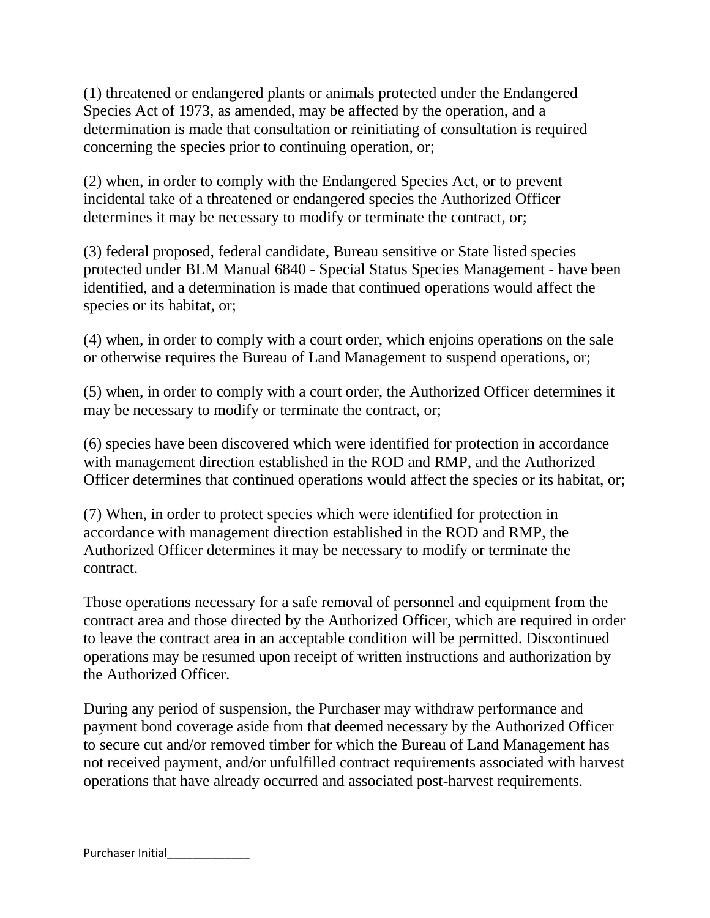(1) threatened or endangered plants or animals protected under the Endangered Species Act of 1973, as amended, may be affected by the operation, and a determination is made that consultation or reinitiating of consultation is required concerning the species prior to continuing operation, or;

(2) when, in order to comply with the Endangered Species Act, or to prevent incidental take of a threatened or endangered species the Authorized Officer determines it may be necessary to modify or terminate the contract, or;

(3) federal proposed, federal candidate, Bureau sensitive or State listed species protected under BLM Manual 6840 - Special Status Species Management - have been identified, and a determination is made that continued operations would affect the species or its habitat, or;

(4) when, in order to comply with a court order, which enjoins operations on the sale or otherwise requires the Bureau of Land Management to suspend operations, or;

(5) when, in order to comply with a court order, the Authorized Officer determines it may be necessary to modify or terminate the contract, or;

(6) species have been discovered which were identified for protection in accordance with management direction established in the ROD and RMP, and the Authorized Officer determines that continued operations would affect the species or its habitat, or;

(7) When, in order to protect species which were identified for protection in accordance with management direction established in the ROD and RMP, the Authorized Officer determines it may be necessary to modify or terminate the contract.

Those operations necessary for a safe removal of personnel and equipment from the contract area and those directed by the Authorized Officer, which are required in order to leave the contract area in an acceptable condition will be permitted. Discontinued operations may be resumed upon receipt of written instructions and authorization by the Authorized Officer.

During any period of suspension, the Purchaser may withdraw performance and payment bond coverage aside from that deemed necessary by the Authorized Officer to secure cut and/or removed timber for which the Bureau of Land Management has not received payment, and/or unfulfilled contract requirements associated with harvest operations that have already occurred and associated post-harvest requirements.

Purchaser Initial_____________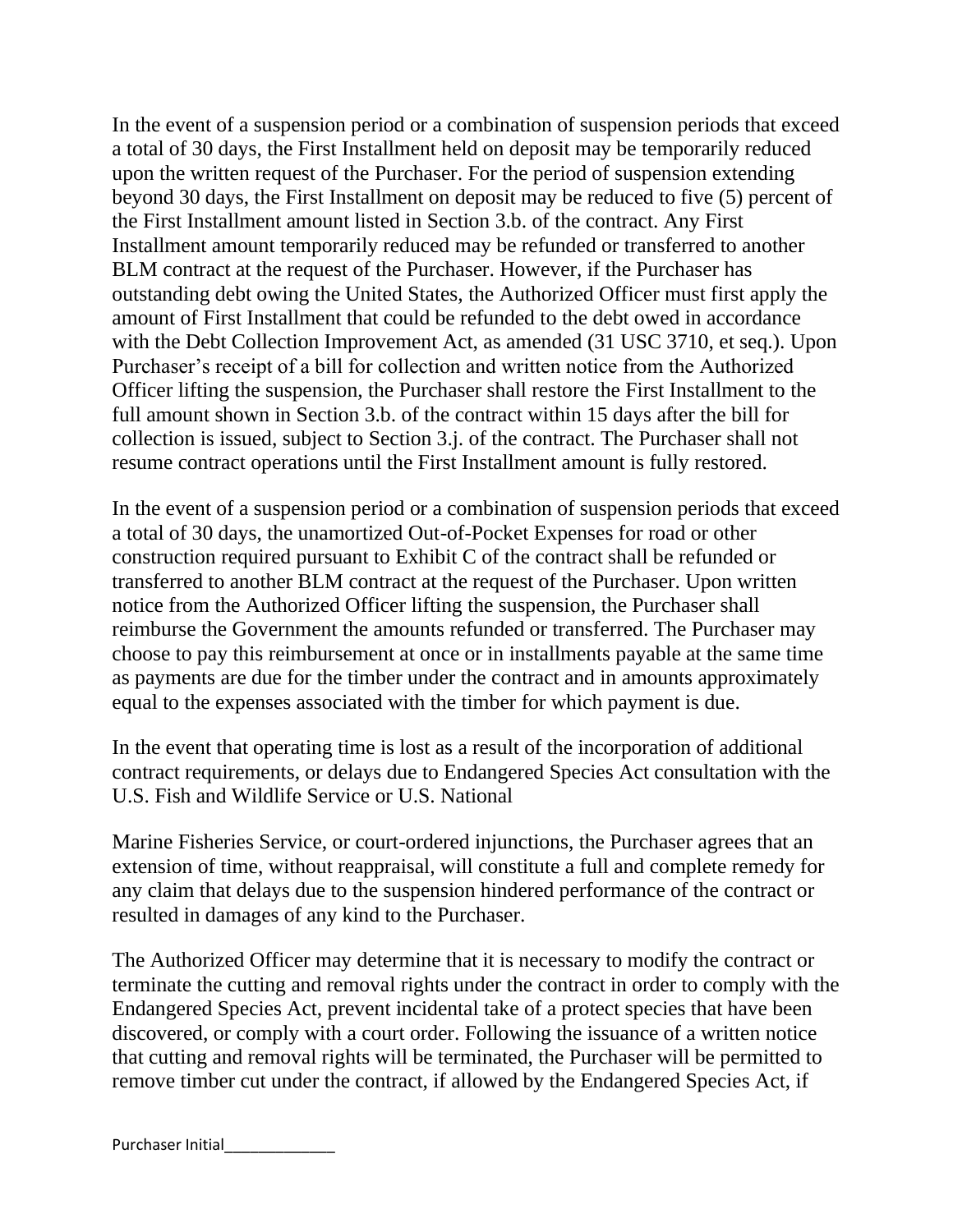In the event of a suspension period or a combination of suspension periods that exceed a total of 30 days, the First Installment held on deposit may be temporarily reduced upon the written request of the Purchaser. For the period of suspension extending beyond 30 days, the First Installment on deposit may be reduced to five (5) percent of the First Installment amount listed in Section 3.b. of the contract. Any First Installment amount temporarily reduced may be refunded or transferred to another BLM contract at the request of the Purchaser. However, if the Purchaser has outstanding debt owing the United States, the Authorized Officer must first apply the amount of First Installment that could be refunded to the debt owed in accordance with the Debt Collection Improvement Act, as amended (31 USC 3710, et seq.). Upon Purchaser's receipt of a bill for collection and written notice from the Authorized Officer lifting the suspension, the Purchaser shall restore the First Installment to the full amount shown in Section 3.b. of the contract within 15 days after the bill for collection is issued, subject to Section 3.j. of the contract. The Purchaser shall not resume contract operations until the First Installment amount is fully restored.

In the event of a suspension period or a combination of suspension periods that exceed a total of 30 days, the unamortized Out-of-Pocket Expenses for road or other construction required pursuant to Exhibit C of the contract shall be refunded or transferred to another BLM contract at the request of the Purchaser. Upon written notice from the Authorized Officer lifting the suspension, the Purchaser shall reimburse the Government the amounts refunded or transferred. The Purchaser may choose to pay this reimbursement at once or in installments payable at the same time as payments are due for the timber under the contract and in amounts approximately equal to the expenses associated with the timber for which payment is due.

In the event that operating time is lost as a result of the incorporation of additional contract requirements, or delays due to Endangered Species Act consultation with the U.S. Fish and Wildlife Service or U.S. National

Marine Fisheries Service, or court-ordered injunctions, the Purchaser agrees that an extension of time, without reappraisal, will constitute a full and complete remedy for any claim that delays due to the suspension hindered performance of the contract or resulted in damages of any kind to the Purchaser.

The Authorized Officer may determine that it is necessary to modify the contract or terminate the cutting and removal rights under the contract in order to comply with the Endangered Species Act, prevent incidental take of a protect species that have been discovered, or comply with a court order. Following the issuance of a written notice that cutting and removal rights will be terminated, the Purchaser will be permitted to remove timber cut under the contract, if allowed by the Endangered Species Act, if

Purchaser Initial_____________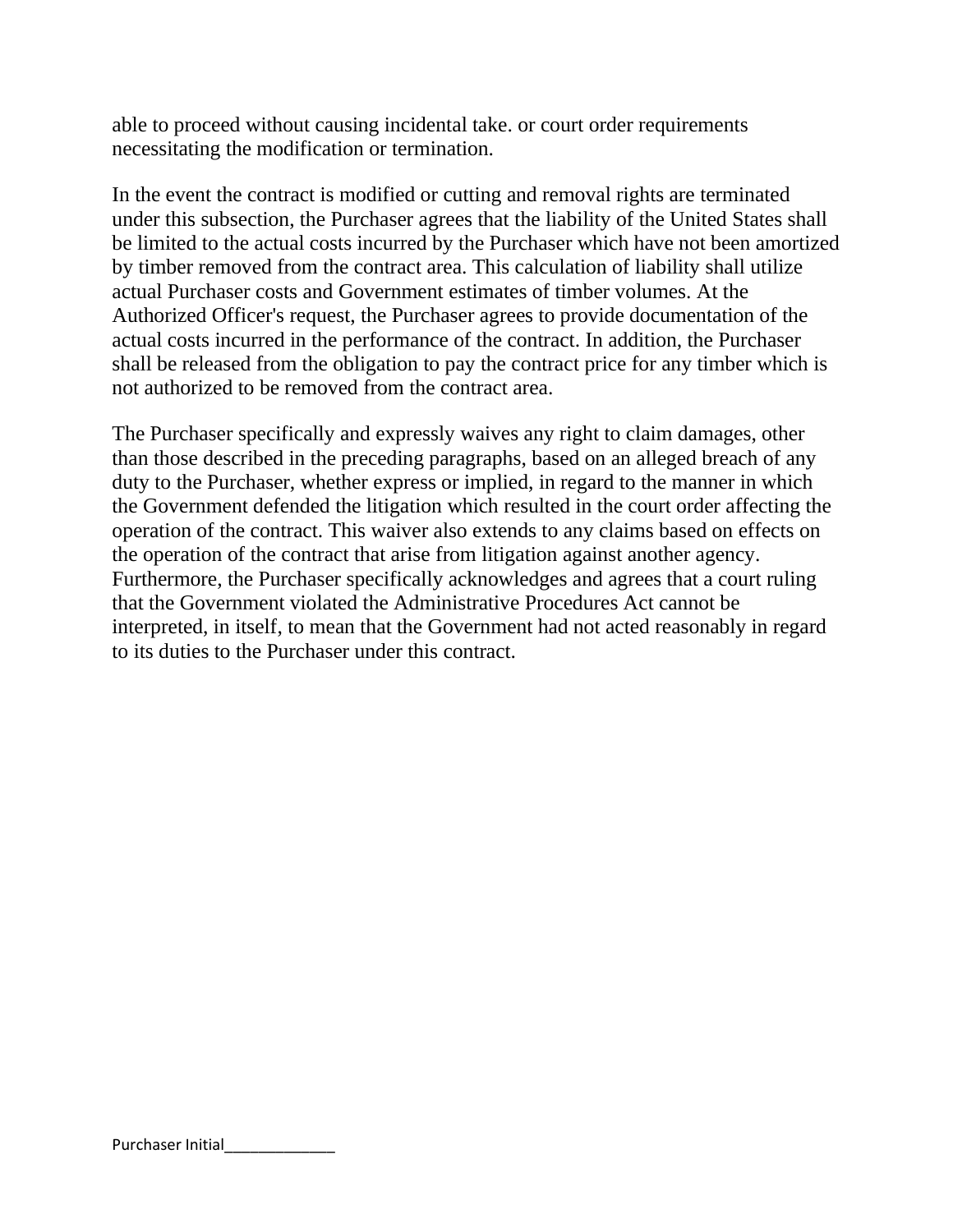able to proceed without causing incidental take. or court order requirements necessitating the modification or termination.

In the event the contract is modified or cutting and removal rights are terminated under this subsection, the Purchaser agrees that the liability of the United States shall be limited to the actual costs incurred by the Purchaser which have not been amortized by timber removed from the contract area. This calculation of liability shall utilize actual Purchaser costs and Government estimates of timber volumes. At the Authorized Officer's request, the Purchaser agrees to provide documentation of the actual costs incurred in the performance of the contract. In addition, the Purchaser shall be released from the obligation to pay the contract price for any timber which is not authorized to be removed from the contract area.

The Purchaser specifically and expressly waives any right to claim damages, other than those described in the preceding paragraphs, based on an alleged breach of any duty to the Purchaser, whether express or implied, in regard to the manner in which the Government defended the litigation which resulted in the court order affecting the operation of the contract. This waiver also extends to any claims based on effects on the operation of the contract that arise from litigation against another agency. Furthermore, the Purchaser specifically acknowledges and agrees that a court ruling that the Government violated the Administrative Procedures Act cannot be interpreted, in itself, to mean that the Government had not acted reasonably in regard to its duties to the Purchaser under this contract.

Purchaser Initial_____________